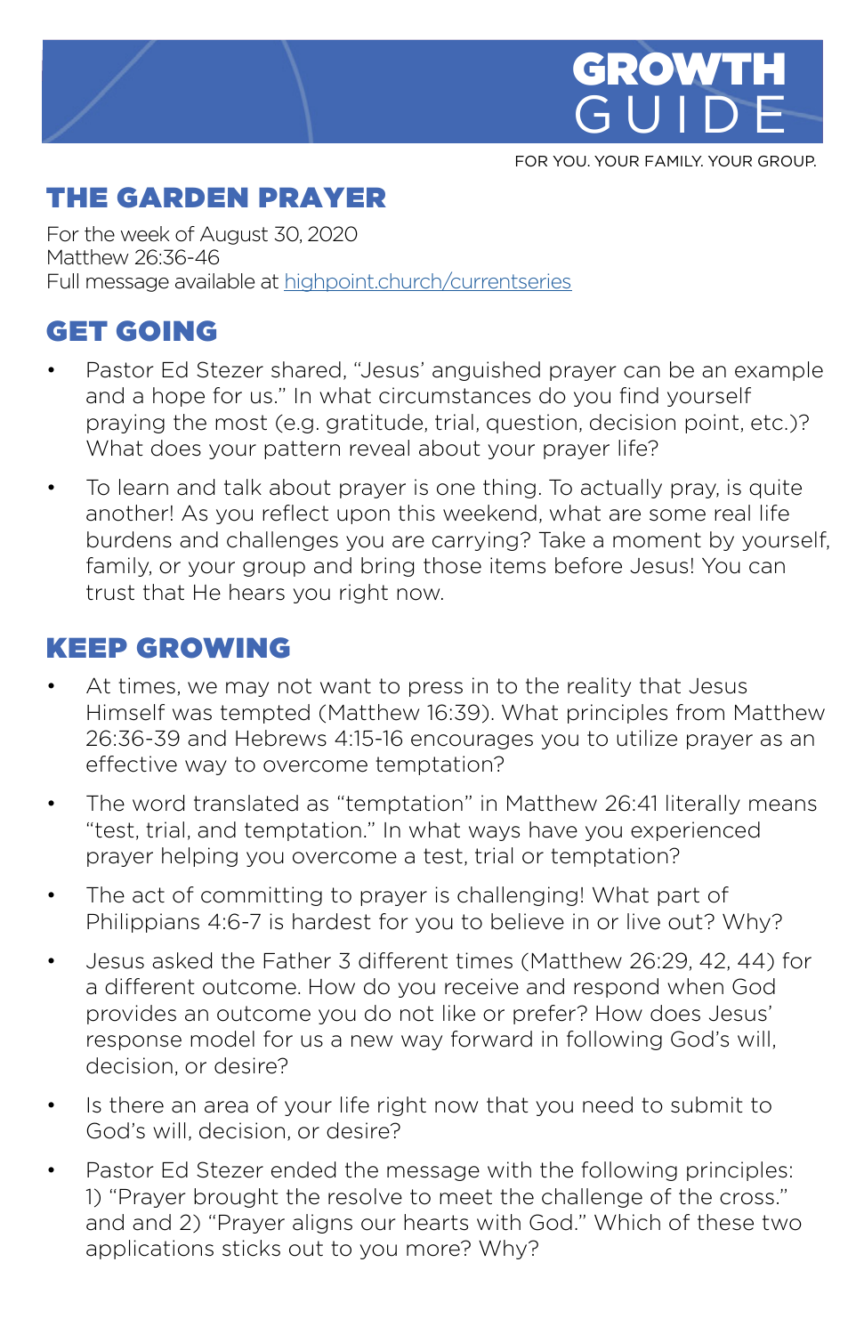# GROWTH GUIDE

FOR YOU. YOUR FAMILY. YOUR GROUP.

## THE GARDEN PRAYER

For the week of August 30, 2020
Matthew 26:36-46
Full message available at highpoint.church/currentseries

## GET GOING

- Pastor Ed Stezer shared, "Jesus' anguished prayer can be an example and a hope for us." In what circumstances do you find yourself praying the most (e.g. gratitude, trial, question, decision point, etc.)? What does your pattern reveal about your prayer life?
- To learn and talk about prayer is one thing. To actually pray, is quite another! As you reflect upon this weekend, what are some real life burdens and challenges you are carrying? Take a moment by yourself, family, or your group and bring those items before Jesus! You can trust that He hears you right now.

## KEEP GROWING

- At times, we may not want to press in to the reality that Jesus Himself was tempted (Matthew 16:39). What principles from Matthew 26:36-39 and Hebrews 4:15-16 encourages you to utilize prayer as an effective way to overcome temptation?
- The word translated as "temptation" in Matthew 26:41 literally means "test, trial, and temptation." In what ways have you experienced prayer helping you overcome a test, trial or temptation?
- The act of committing to prayer is challenging! What part of Philippians 4:6-7 is hardest for you to believe in or live out? Why?
- Jesus asked the Father 3 different times (Matthew 26:29, 42, 44) for a different outcome. How do you receive and respond when God provides an outcome you do not like or prefer? How does Jesus' response model for us a new way forward in following God's will, decision, or desire?
- Is there an area of your life right now that you need to submit to God's will, decision, or desire?
- Pastor Ed Stezer ended the message with the following principles: 1) "Prayer brought the resolve to meet the challenge of the cross." and and 2) "Prayer aligns our hearts with God." Which of these two applications sticks out to you more? Why?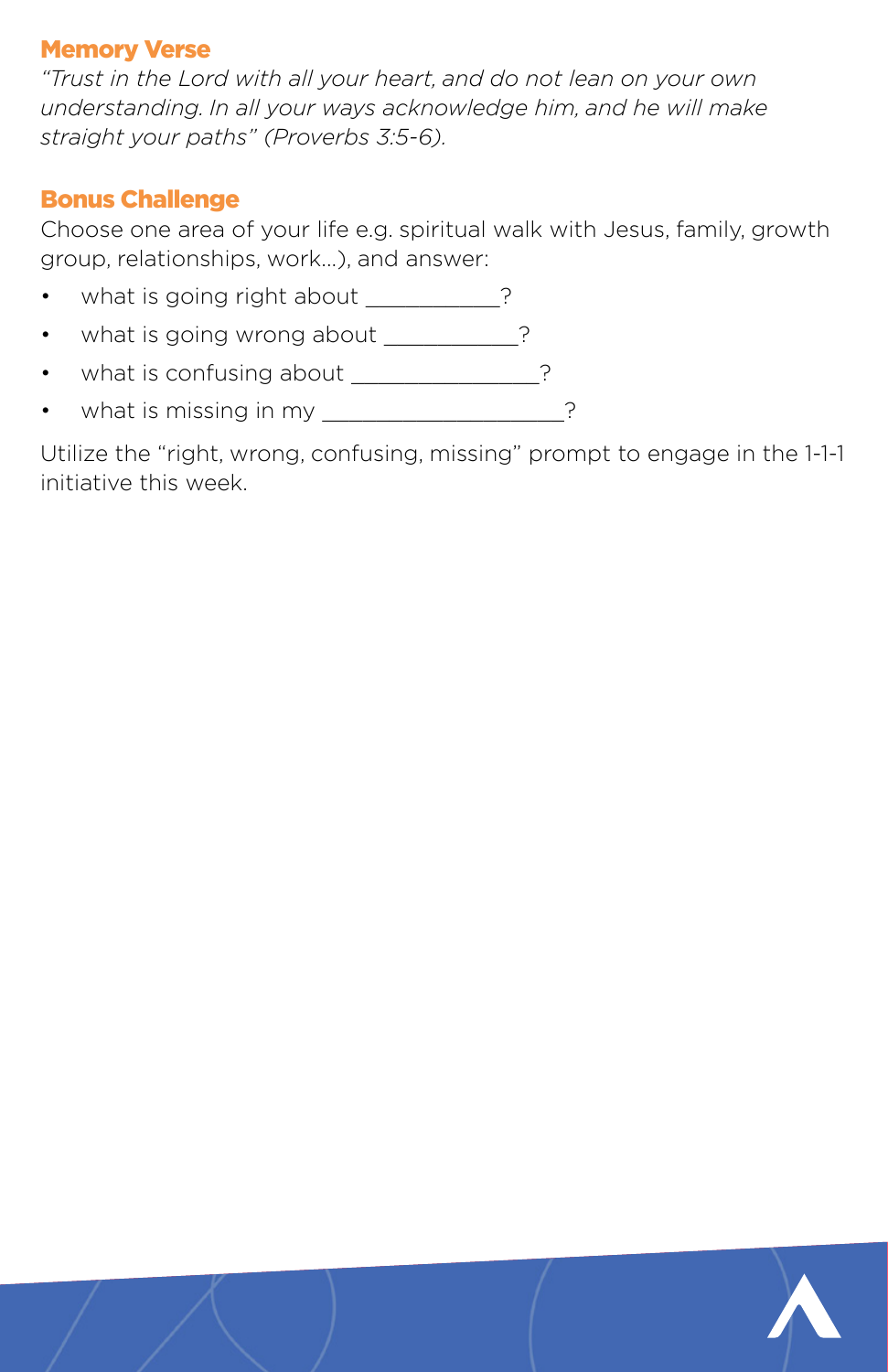## Memory Verse

*"Trust in the Lord with all your heart, and do not lean on your own understanding. In all your ways acknowledge him, and he will make straight your paths" (Proverbs 3:5-6).*

## Bonus Challenge

Choose one area of your life e.g. spiritual walk with Jesus, family, growth group, relationships, work...), and answer:

- what is going right about ___________?
- what is going wrong about ___________?
- what is confusing about _______________?
- what is missing in my ____________________?

Utilize the "right, wrong, confusing, missing" prompt to engage in the 1-1-1 initiative this week.